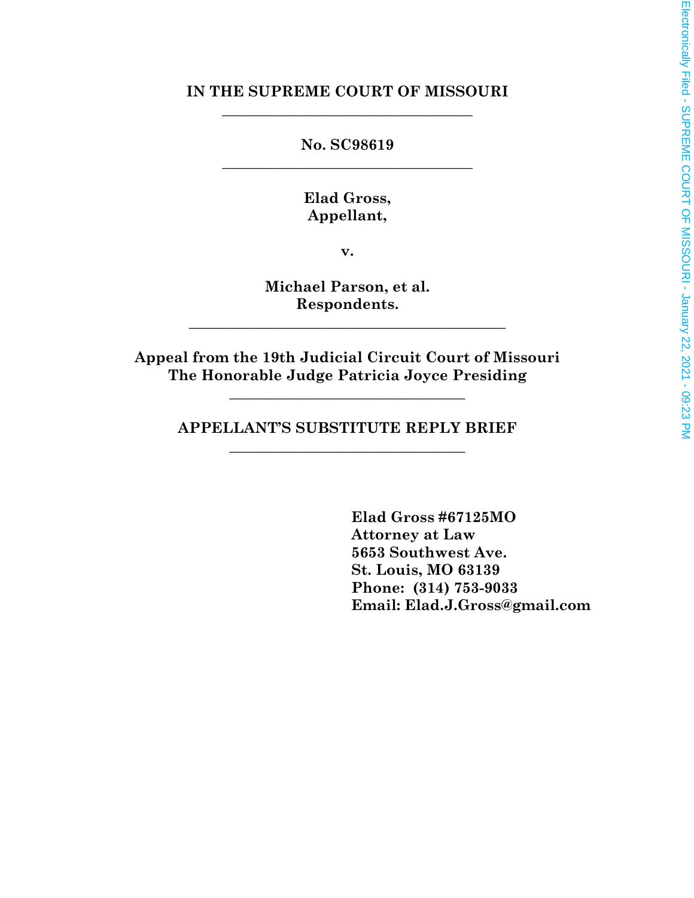**IN THE SUPREME COURT OF MISSOURI**

---

**No. SC98619**

---

**Elad Gross,**
**Appellant,**

**v.**

**Michael Parson, et al.**
**Respondents.**

---

**Appeal from the 19th Judicial Circuit Court of Missouri**
**The Honorable Judge Patricia Joyce Presiding**

---

**APPELLANT'S SUBSTITUTE REPLY BRIEF**

---

**Elad Gross #67125MO**
**Attorney at Law**
**5653 Southwest Ave.**
**St. Louis, MO 63139**
**Phone: (314) 753-9033**
**Email: Elad.J.Gross@gmail.com**

Electronically Filed - SUPREME COURT OF MISSOURI - January 22, 2021 - 09:23 PM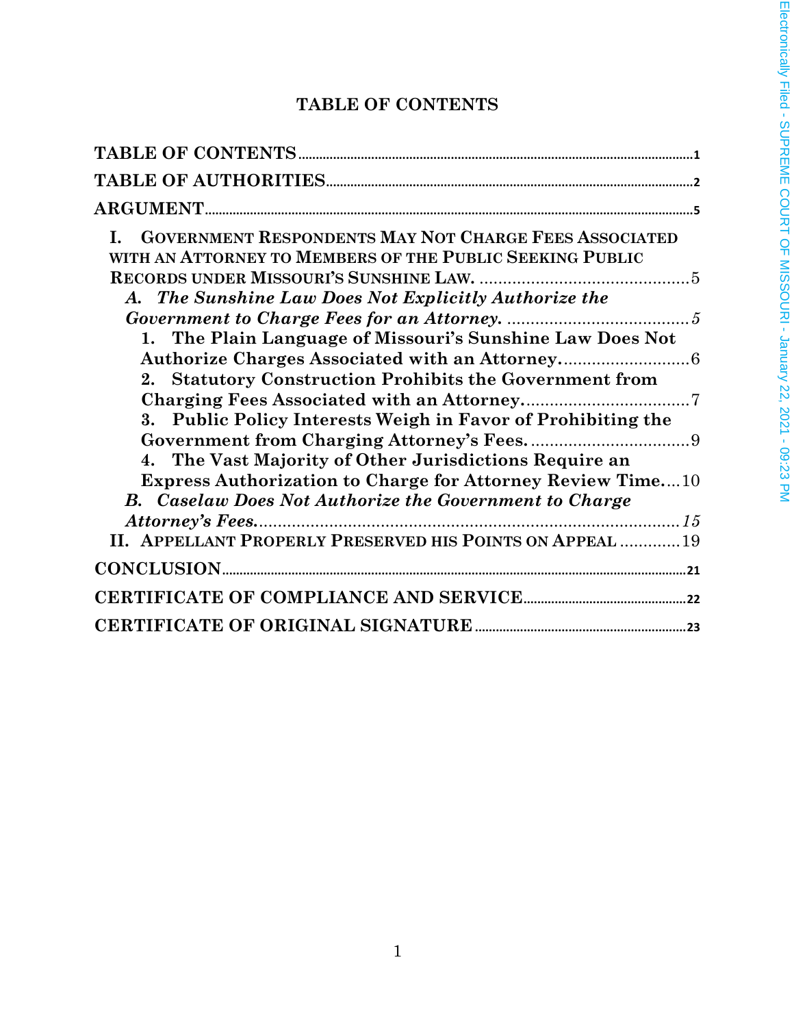# TABLE OF CONTENTS

**TABLE OF CONTENTS** .......... 1

**TABLE OF AUTHORITIES** .......... 2

**ARGUMENT** .......... 5

**I. GOVERNMENT RESPONDENTS MAY NOT CHARGE FEES ASSOCIATED WITH AN ATTORNEY TO MEMBERS OF THE PUBLIC SEEKING PUBLIC RECORDS UNDER MISSOURI'S SUNSHINE LAW.** .......... 5

***A. The Sunshine Law Does Not Explicitly Authorize the Government to Charge Fees for an Attorney.*** .......... 5

**1. The Plain Language of Missouri's Sunshine Law Does Not Authorize Charges Associated with an Attorney.** .......... 6

**2. Statutory Construction Prohibits the Government from Charging Fees Associated with an Attorney.** .......... 7

**3. Public Policy Interests Weigh in Favor of Prohibiting the Government from Charging Attorney's Fees.** .......... 9

**4. The Vast Majority of Other Jurisdictions Require an Express Authorization to Charge for Attorney Review Time.** .......... 10

***B. Caselaw Does Not Authorize the Government to Charge Attorney's Fees.*** .......... 15

**II. APPELLANT PROPERLY PRESERVED HIS POINTS ON APPEAL** .......... 19

**CONCLUSION** .......... 21

**CERTIFICATE OF COMPLIANCE AND SERVICE** .......... 22

**CERTIFICATE OF ORIGINAL SIGNATURE** .......... 23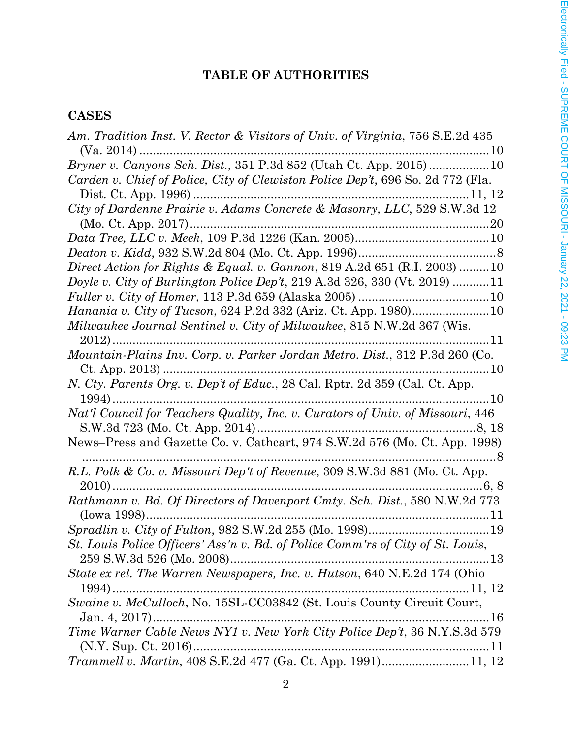## TABLE OF AUTHORITIES

### CASES

*Am. Tradition Inst. V. Rector & Visitors of Univ. of Virginia*, 756 S.E.2d 435 (Va. 2014) ........................................................................................ 10

*Bryner v. Canyons Sch. Dist.*, 351 P.3d 852 (Utah Ct. App. 2015) ................. 10

*Carden v. Chief of Police, City of Clewiston Police Dep't*, 696 So. 2d 772 (Fla. Dist. Ct. App. 1996) ................................................................................ 11, 12

*City of Dardenne Prairie v. Adams Concrete & Masonry, LLC*, 529 S.W.3d 12 (Mo. Ct. App. 2017) ........................................................................................ 20

*Data Tree, LLC v. Meek*, 109 P.3d 1226 (Kan. 2005) ....................................... 10

*Deaton v. Kidd*, 932 S.W.2d 804 (Mo. Ct. App. 1996) ......................................... 8

*Direct Action for Rights & Equal. v. Gannon*, 819 A.2d 651 (R.I. 2003) ......... 10

*Doyle v. City of Burlington Police Dep't*, 219 A.3d 326, 330 (Vt. 2019) ........... 11

*Fuller v. City of Homer*, 113 P.3d 659 (Alaska 2005) ...................................... 10

*Hanania v. City of Tucson*, 624 P.2d 332 (Ariz. Ct. App. 1980) ....................... 10

*Milwaukee Journal Sentinel v. City of Milwaukee*, 815 N.W.2d 367 (Wis. 2012) ....................................................................................................... 11

*Mountain-Plains Inv. Corp. v. Parker Jordan Metro. Dist.*, 312 P.3d 260 (Co. Ct. App. 2013) ........................................................................................ 10

*N. Cty. Parents Org. v. Dep't of Educ.*, 28 Cal. Rptr. 2d 359 (Cal. Ct. App. 1994) ....................................................................................................... 10

*Nat'l Council for Teachers Quality, Inc. v. Curators of Univ. of Missouri*, 446 S.W.3d 723 (Mo. Ct. App. 2014) .................................................................. 8, 18

News–Press and Gazette Co. v. Cathcart, 974 S.W.2d 576 (Mo. Ct. App. 1998) ............................................................................................................... 8

*R.L. Polk & Co. v. Missouri Dep't of Revenue*, 309 S.W.3d 881 (Mo. Ct. App. 2010) ..................................................................................................... 6, 8

*Rathmann v. Bd. Of Directors of Davenport Cmty. Sch. Dist.*, 580 N.W.2d 773 (Iowa 1998) ....................................................................................................... 11

*Spradlin v. City of Fulton*, 982 S.W.2d 255 (Mo. 1998) .................................... 19

*St. Louis Police Officers' Ass'n v. Bd. of Police Comm'rs of City of St. Louis*, 259 S.W.3d 526 (Mo. 2008) ............................................................................ 13

*State ex rel. The Warren Newspapers, Inc. v. Hutson*, 640 N.E.2d 174 (Ohio 1994) ................................................................................................... 11, 12

*Swaine v. McCulloch*, No. 15SL-CC03842 (St. Louis County Circuit Court, Jan. 4, 2017) ................................................................................................. 16

*Time Warner Cable News NY1 v. New York City Police Dep't*, 36 N.Y.S.3d 579 (N.Y. Sup. Ct. 2016) ........................................................................................ 11

*Trammell v. Martin*, 408 S.E.2d 477 (Ga. Ct. App. 1991) .......................... 11, 12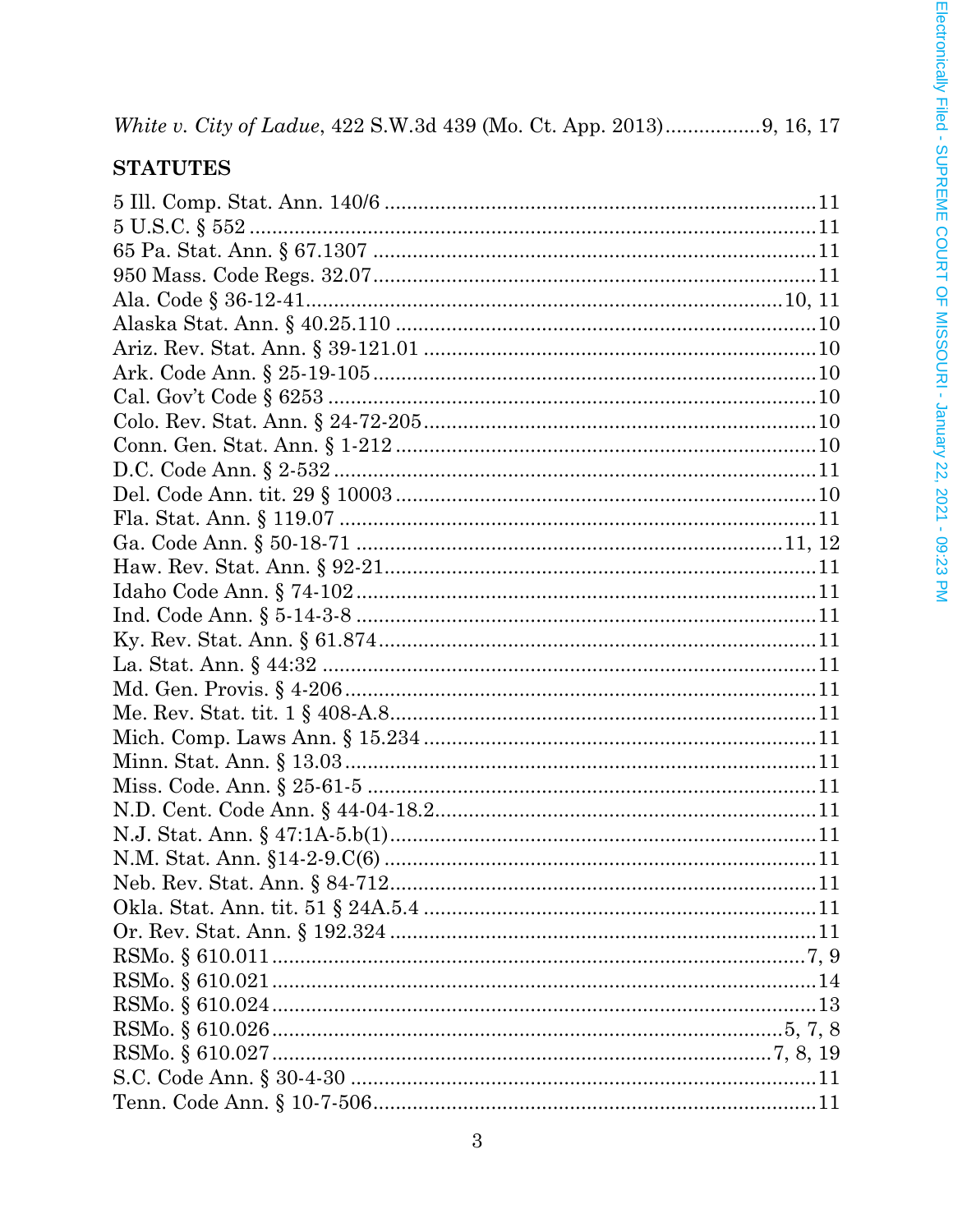*White v. City of Ladue*, 422 S.W.3d 439 (Mo. Ct. App. 2013)................9, 16, 17

## STATUTES

5 Ill. Comp. Stat. Ann. 140/6 ............................................................................11
5 U.S.C. § 552 .....................................................................................................11
65 Pa. Stat. Ann. § 67.1307 ...............................................................................11
950 Mass. Code Regs. 32.07................................................................................11
Ala. Code § 36-12-41......................................................................................10, 11
Alaska Stat. Ann. § 40.25.110 ...........................................................................10
Ariz. Rev. Stat. Ann. § 39-121.01 .......................................................................10
Ark. Code Ann. § 25-19-105................................................................................10
Cal. Gov't Code § 6253 ........................................................................................10
Colo. Rev. Stat. Ann. § 24-72-205.......................................................................10
Conn. Gen. Stat. Ann. § 1-212 ............................................................................10
D.C. Code Ann. § 2-532 .......................................................................................11
Del. Code Ann. tit. 29 § 10003 ............................................................................10
Fla. Stat. Ann. § 119.07 .......................................................................................11
Ga. Code Ann. § 50-18-71 ................................................................................11, 12
Haw. Rev. Stat. Ann. § 92-21...............................................................................11
Idaho Code Ann. § 74-102 ....................................................................................11
Ind. Code Ann. § 5-14-3-8 ....................................................................................11
Ky. Rev. Stat. Ann. § 61.874.................................................................................11
La. Stat. Ann. § 44:32 ...........................................................................................11
Md. Gen. Provis. § 4-206 .......................................................................................11
Me. Rev. Stat. tit. 1 § 408-A.8...............................................................................11
Mich. Comp. Laws Ann. § 15.234 .........................................................................11
Minn. Stat. Ann. § 13.03 ........................................................................................11
Miss. Code. Ann. § 25-61-5 ....................................................................................11
N.D. Cent. Code Ann. § 44-04-18.2........................................................................11
N.J. Stat. Ann. § 47:1A-5.b(1)...............................................................................11
N.M. Stat. Ann. §14-2-9.C(6) ................................................................................11
Neb. Rev. Stat. Ann. § 84-712................................................................................11
Okla. Stat. Ann. tit. 51 § 24A.5.4 ..........................................................................11
Or. Rev. Stat. Ann. § 192.324 ................................................................................11
RSMo. § 610.011 ..................................................................................................7, 9
RSMo. § 610.021 .....................................................................................................14
RSMo. § 610.024 .....................................................................................................13
RSMo. § 610.026 ...............................................................................................5, 7, 8
RSMo. § 610.027 .............................................................................................7, 8, 19
S.C. Code Ann. § 30-4-30 ........................................................................................11
Tenn. Code Ann. § 10-7-506....................................................................................11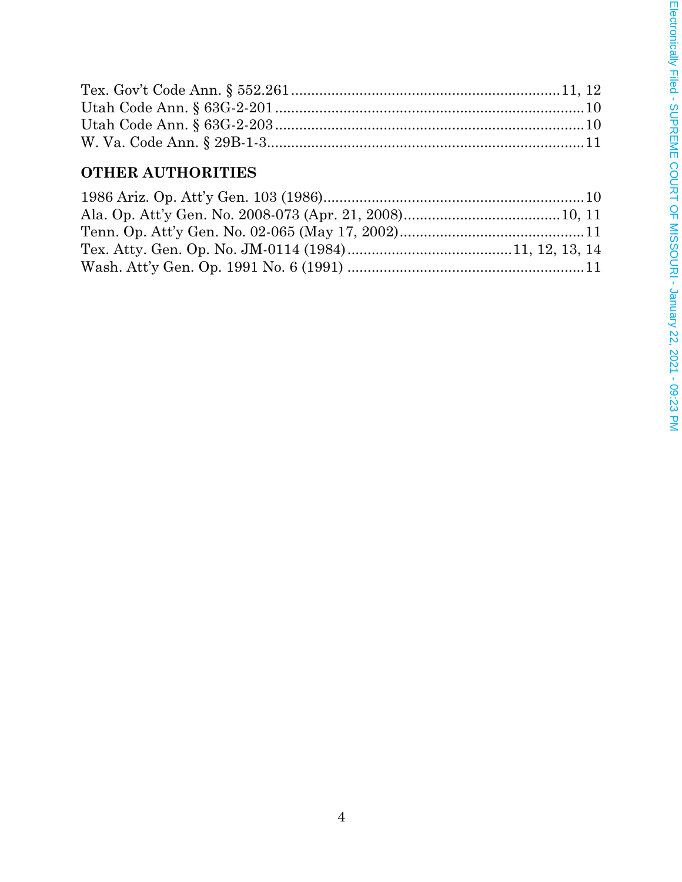Tex. Gov't Code Ann. § 552.261 ........................................................................ 11, 12
Utah Code Ann. § 63G-2-201 ............................................................................... 10
Utah Code Ann. § 63G-2-203 ............................................................................... 10
W. Va. Code Ann. § 29B-1-3 ................................................................................. 11

**OTHER AUTHORITIES**

1986 Ariz. Op. Att'y Gen. 103 (1986) .................................................................. 10
Ala. Op. Att'y Gen. No. 2008-073 (Apr. 21, 2008) ........................................ 10, 11
Tenn. Op. Att'y Gen. No. 02-065 (May 17, 2002) ............................................... 11
Tex. Atty. Gen. Op. No. JM-0114 (1984) ........................................ 11, 12, 13, 14
Wash. Att'y Gen. Op. 1991 No. 6 (1991) ............................................................. 11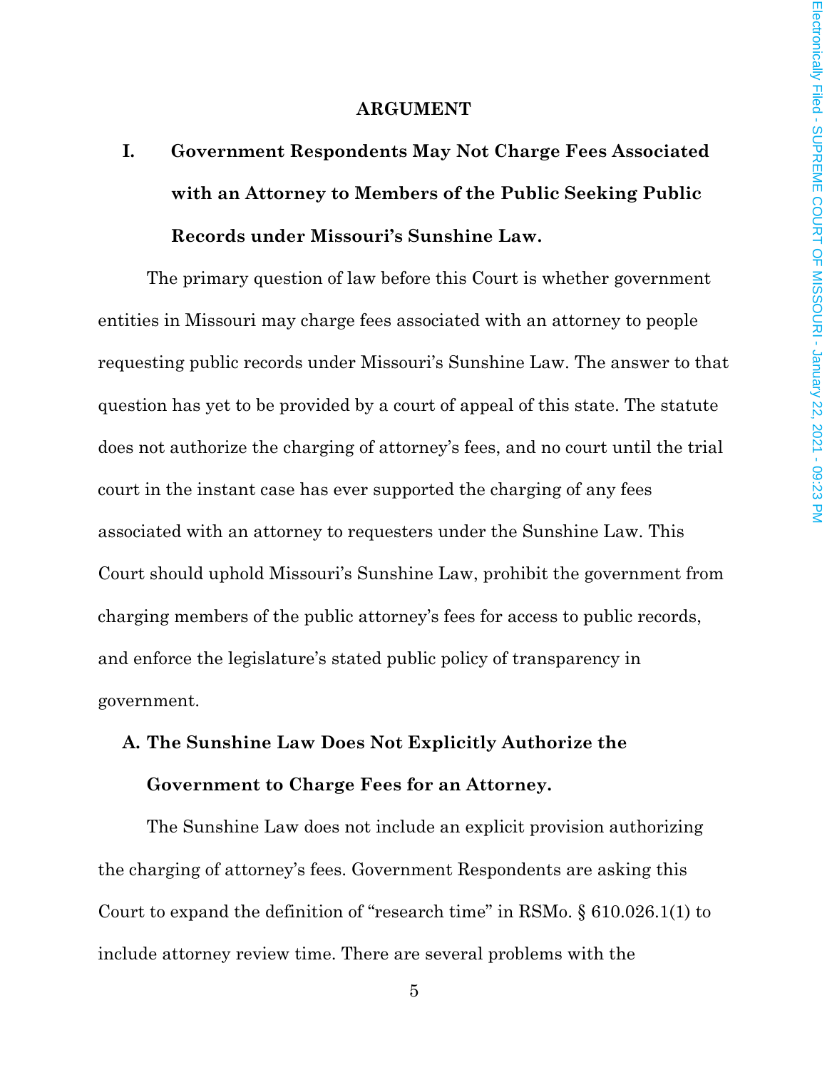## ARGUMENT

### I. Government Respondents May Not Charge Fees Associated with an Attorney to Members of the Public Seeking Public Records under Missouri's Sunshine Law.

The primary question of law before this Court is whether government entities in Missouri may charge fees associated with an attorney to people requesting public records under Missouri's Sunshine Law. The answer to that question has yet to be provided by a court of appeal of this state. The statute does not authorize the charging of attorney's fees, and no court until the trial court in the instant case has ever supported the charging of any fees associated with an attorney to requesters under the Sunshine Law. This Court should uphold Missouri's Sunshine Law, prohibit the government from charging members of the public attorney's fees for access to public records, and enforce the legislature's stated public policy of transparency in government.

#### A. The Sunshine Law Does Not Explicitly Authorize the Government to Charge Fees for an Attorney.

The Sunshine Law does not include an explicit provision authorizing the charging of attorney's fees. Government Respondents are asking this Court to expand the definition of "research time" in RSMo. § 610.026.1(1) to include attorney review time. There are several problems with the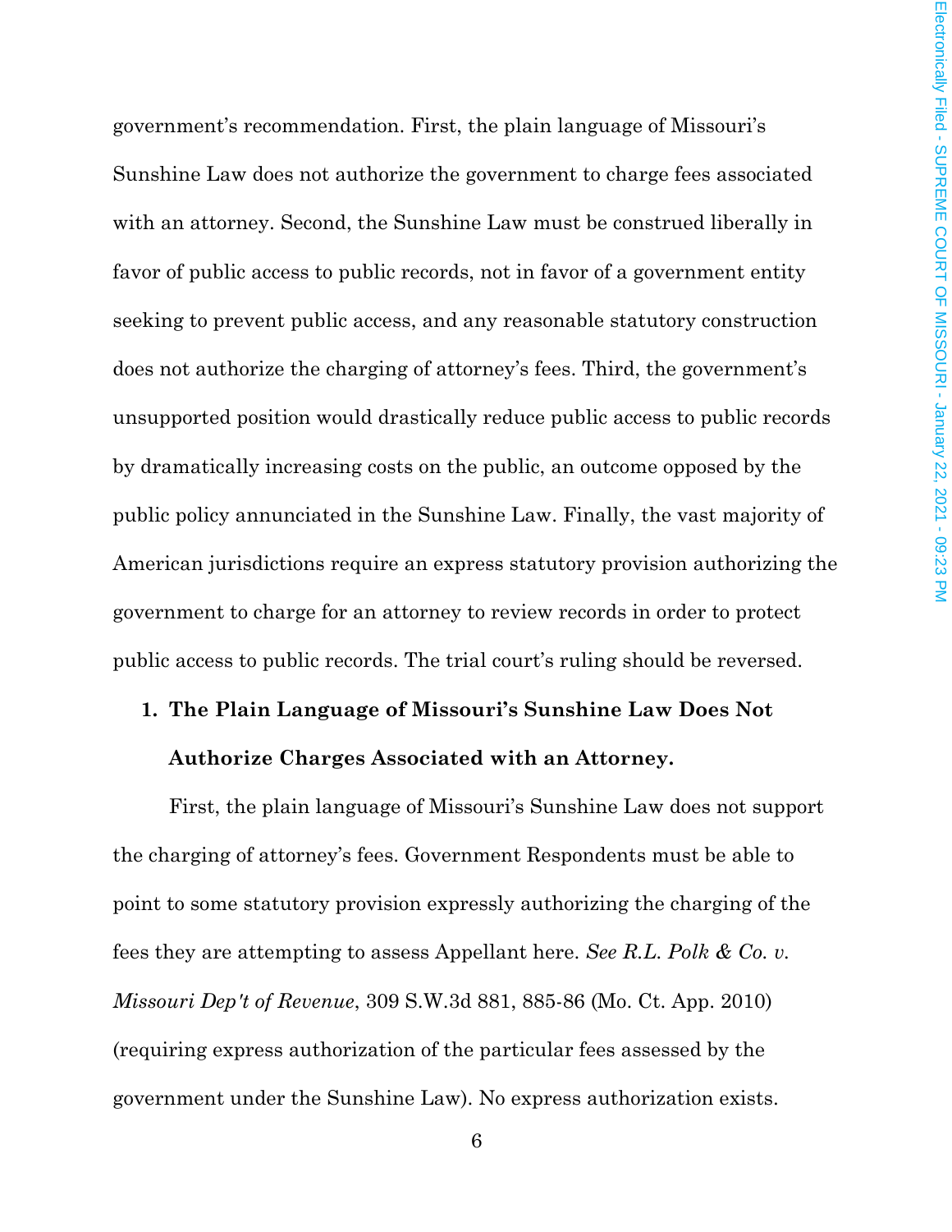government's recommendation. First, the plain language of Missouri's Sunshine Law does not authorize the government to charge fees associated with an attorney. Second, the Sunshine Law must be construed liberally in favor of public access to public records, not in favor of a government entity seeking to prevent public access, and any reasonable statutory construction does not authorize the charging of attorney's fees. Third, the government's unsupported position would drastically reduce public access to public records by dramatically increasing costs on the public, an outcome opposed by the public policy annunciated in the Sunshine Law. Finally, the vast majority of American jurisdictions require an express statutory provision authorizing the government to charge for an attorney to review records in order to protect public access to public records. The trial court's ruling should be reversed.

**1. The Plain Language of Missouri's Sunshine Law Does Not Authorize Charges Associated with an Attorney.**

First, the plain language of Missouri's Sunshine Law does not support the charging of attorney's fees. Government Respondents must be able to point to some statutory provision expressly authorizing the charging of the fees they are attempting to assess Appellant here. *See R.L. Polk & Co. v. Missouri Dep't of Revenue*, 309 S.W.3d 881, 885-86 (Mo. Ct. App. 2010) (requiring express authorization of the particular fees assessed by the government under the Sunshine Law). No express authorization exists.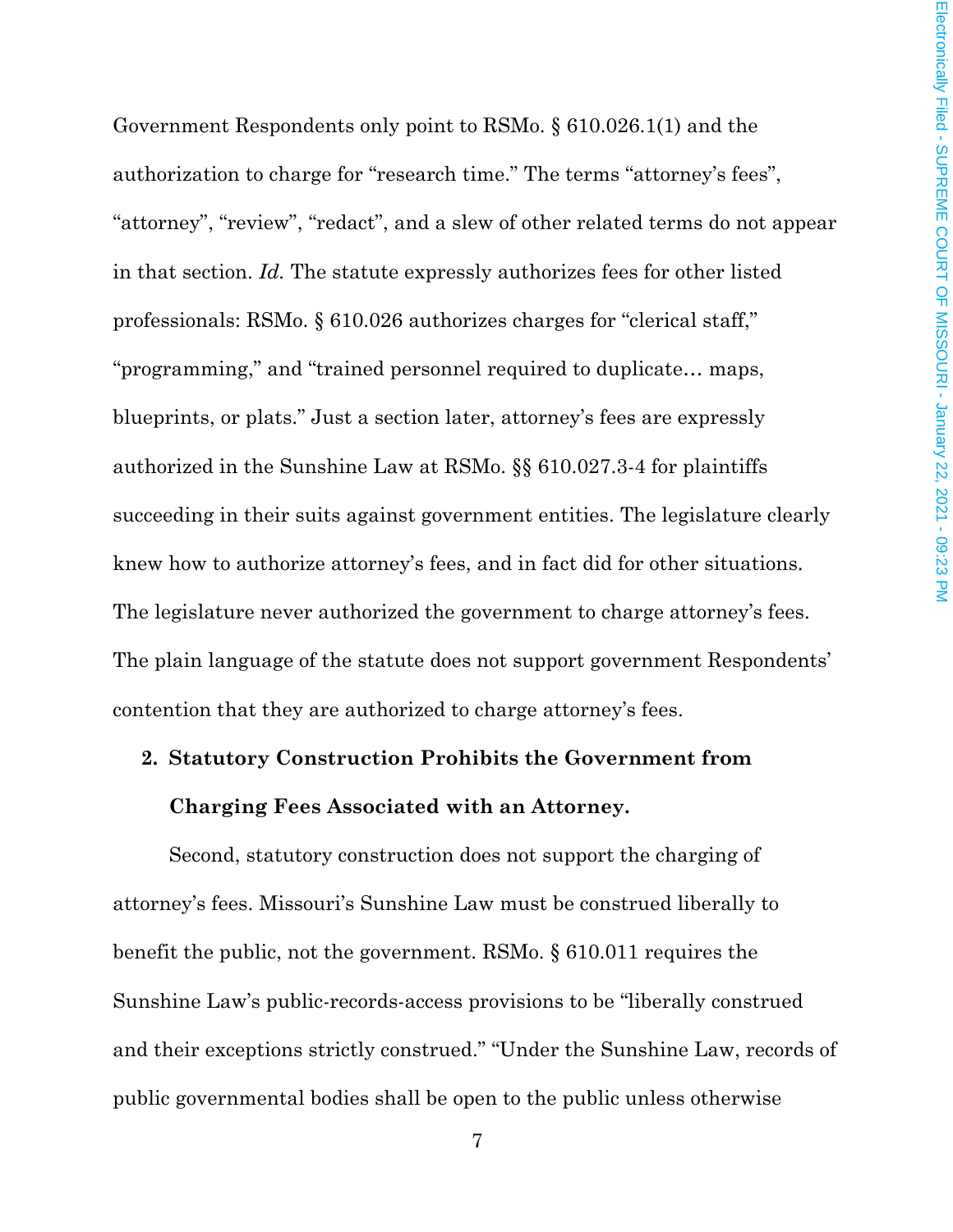Government Respondents only point to RSMo. § 610.026.1(1) and the authorization to charge for "research time." The terms "attorney's fees", "attorney", "review", "redact", and a slew of other related terms do not appear in that section. *Id.* The statute expressly authorizes fees for other listed professionals: RSMo. § 610.026 authorizes charges for "clerical staff," "programming," and "trained personnel required to duplicate… maps, blueprints, or plats." Just a section later, attorney's fees are expressly authorized in the Sunshine Law at RSMo. §§ 610.027.3-4 for plaintiffs succeeding in their suits against government entities. The legislature clearly knew how to authorize attorney's fees, and in fact did for other situations. The legislature never authorized the government to charge attorney's fees. The plain language of the statute does not support government Respondents' contention that they are authorized to charge attorney's fees.

**2. Statutory Construction Prohibits the Government from Charging Fees Associated with an Attorney.**

Second, statutory construction does not support the charging of attorney's fees. Missouri's Sunshine Law must be construed liberally to benefit the public, not the government. RSMo. § 610.011 requires the Sunshine Law's public-records-access provisions to be "liberally construed and their exceptions strictly construed." "Under the Sunshine Law, records of public governmental bodies shall be open to the public unless otherwise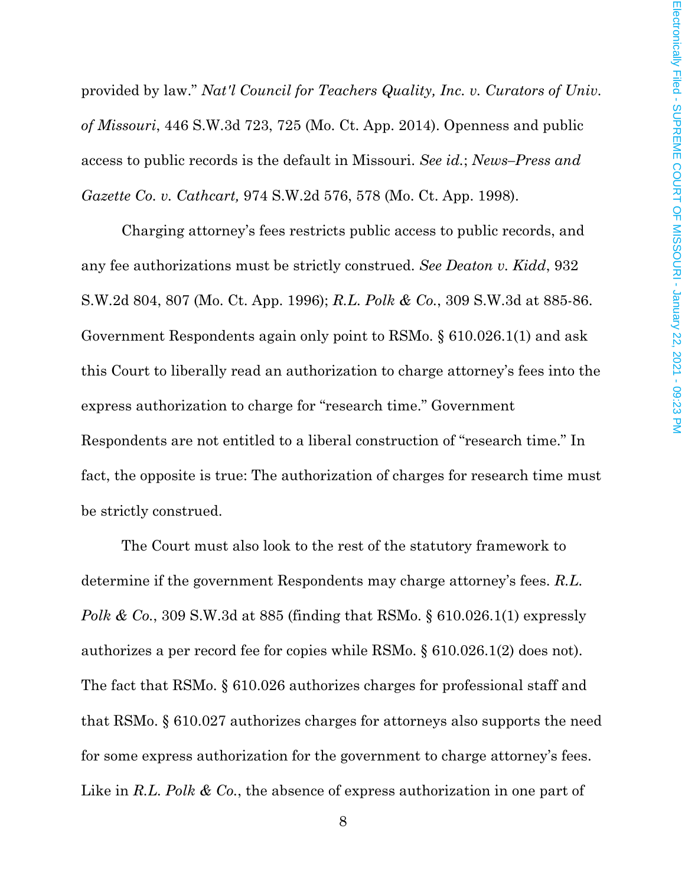provided by law." *Nat'l Council for Teachers Quality, Inc. v. Curators of Univ. of Missouri*, 446 S.W.3d 723, 725 (Mo. Ct. App. 2014). Openness and public access to public records is the default in Missouri. *See id.*; *News–Press and Gazette Co. v. Cathcart,* 974 S.W.2d 576, 578 (Mo. Ct. App. 1998).

Charging attorney's fees restricts public access to public records, and any fee authorizations must be strictly construed. *See Deaton v. Kidd*, 932 S.W.2d 804, 807 (Mo. Ct. App. 1996); *R.L. Polk & Co.*, 309 S.W.3d at 885-86. Government Respondents again only point to RSMo. § 610.026.1(1) and ask this Court to liberally read an authorization to charge attorney's fees into the express authorization to charge for "research time." Government Respondents are not entitled to a liberal construction of "research time." In fact, the opposite is true: The authorization of charges for research time must be strictly construed.

The Court must also look to the rest of the statutory framework to determine if the government Respondents may charge attorney's fees. *R.L. Polk & Co.*, 309 S.W.3d at 885 (finding that RSMo. § 610.026.1(1) expressly authorizes a per record fee for copies while RSMo. § 610.026.1(2) does not). The fact that RSMo. § 610.026 authorizes charges for professional staff and that RSMo. § 610.027 authorizes charges for attorneys also supports the need for some express authorization for the government to charge attorney's fees. Like in *R.L. Polk & Co.*, the absence of express authorization in one part of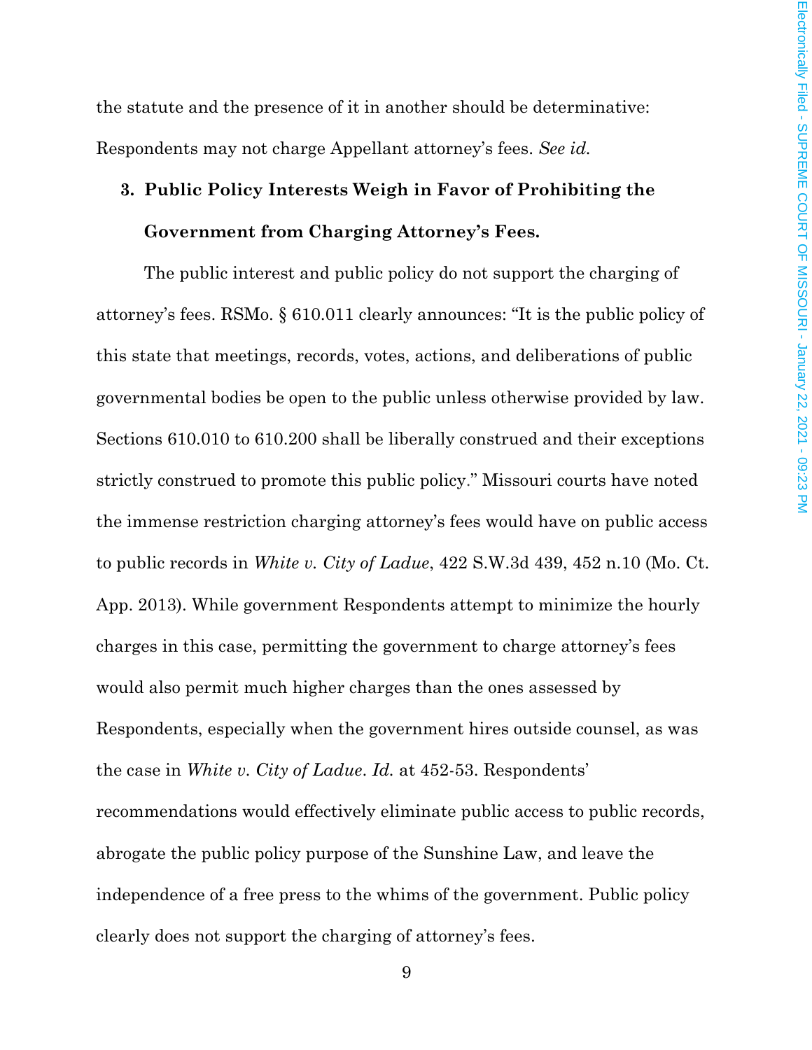the statute and the presence of it in another should be determinative: Respondents may not charge Appellant attorney's fees. *See id.*

**3. Public Policy Interests Weigh in Favor of Prohibiting the Government from Charging Attorney's Fees.**

The public interest and public policy do not support the charging of attorney's fees. RSMo. § 610.011 clearly announces: "It is the public policy of this state that meetings, records, votes, actions, and deliberations of public governmental bodies be open to the public unless otherwise provided by law. Sections 610.010 to 610.200 shall be liberally construed and their exceptions strictly construed to promote this public policy." Missouri courts have noted the immense restriction charging attorney's fees would have on public access to public records in *White v. City of Ladue*, 422 S.W.3d 439, 452 n.10 (Mo. Ct. App. 2013). While government Respondents attempt to minimize the hourly charges in this case, permitting the government to charge attorney's fees would also permit much higher charges than the ones assessed by Respondents, especially when the government hires outside counsel, as was the case in *White v. City of Ladue*. *Id.* at 452-53. Respondents' recommendations would effectively eliminate public access to public records, abrogate the public policy purpose of the Sunshine Law, and leave the independence of a free press to the whims of the government. Public policy clearly does not support the charging of attorney's fees.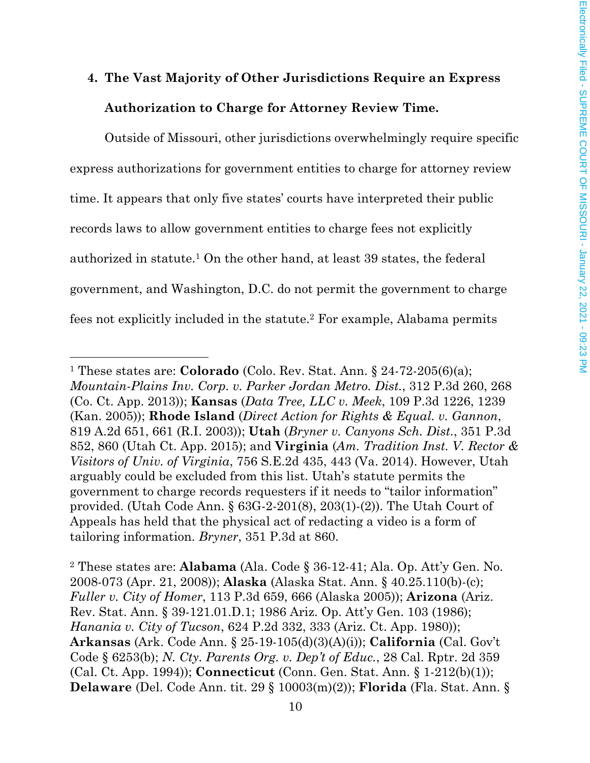**4. The Vast Majority of Other Jurisdictions Require an Express Authorization to Charge for Attorney Review Time.**

Outside of Missouri, other jurisdictions overwhelmingly require specific express authorizations for government entities to charge for attorney review time. It appears that only five states' courts have interpreted their public records laws to allow government entities to charge fees not explicitly authorized in statute.[1] On the other hand, at least 39 states, the federal government, and Washington, D.C. do not permit the government to charge fees not explicitly included in the statute.[2] For example, Alabama permits

---

[1] These states are: **Colorado** (Colo. Rev. Stat. Ann. § 24-72-205(6)(a); *Mountain-Plains Inv. Corp. v. Parker Jordan Metro. Dist.*, 312 P.3d 260, 268 (Co. Ct. App. 2013)); **Kansas** (*Data Tree, LLC v. Meek*, 109 P.3d 1226, 1239 (Kan. 2005)); **Rhode Island** (*Direct Action for Rights & Equal. v. Gannon*, 819 A.2d 651, 661 (R.I. 2003)); **Utah** (*Bryner v. Canyons Sch. Dist.*, 351 P.3d 852, 860 (Utah Ct. App. 2015); and **Virginia** (*Am. Tradition Inst. V. Rector & Visitors of Univ. of Virginia*, 756 S.E.2d 435, 443 (Va. 2014). However, Utah arguably could be excluded from this list. Utah's statute permits the government to charge records requesters if it needs to "tailor information" provided. (Utah Code Ann. § 63G-2-201(8), 203(1)-(2)). The Utah Court of Appeals has held that the physical act of redacting a video is a form of tailoring information. *Bryner*, 351 P.3d at 860.

[2] These states are: **Alabama** (Ala. Code § 36-12-41; Ala. Op. Att'y Gen. No. 2008-073 (Apr. 21, 2008)); **Alaska** (Alaska Stat. Ann. § 40.25.110(b)-(c); *Fuller v. City of Homer*, 113 P.3d 659, 666 (Alaska 2005)); **Arizona** (Ariz. Rev. Stat. Ann. § 39-121.01.D.1; 1986 Ariz. Op. Att'y Gen. 103 (1986); *Hanania v. City of Tucson*, 624 P.2d 332, 333 (Ariz. Ct. App. 1980)); **Arkansas** (Ark. Code Ann. § 25-19-105(d)(3)(A)(i)); **California** (Cal. Gov't Code § 6253(b); *N. Cty. Parents Org. v. Dep't of Educ.*, 28 Cal. Rptr. 2d 359 (Cal. Ct. App. 1994)); **Connecticut** (Conn. Gen. Stat. Ann. § 1-212(b)(1)); **Delaware** (Del. Code Ann. tit. 29 § 10003(m)(2)); **Florida** (Fla. Stat. Ann. §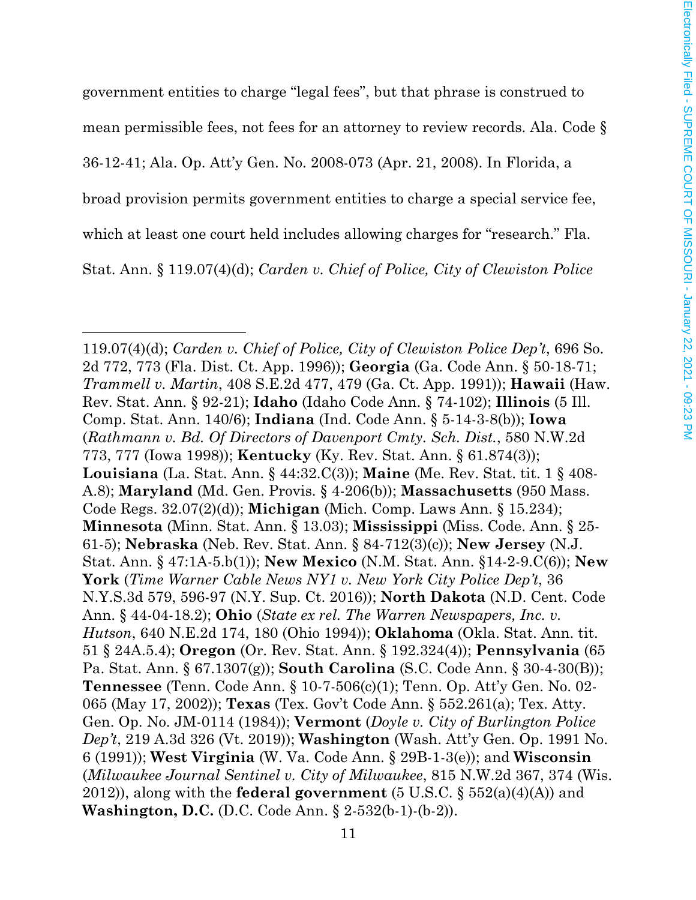government entities to charge "legal fees", but that phrase is construed to mean permissible fees, not fees for an attorney to review records. Ala. Code § 36-12-41; Ala. Op. Att'y Gen. No. 2008-073 (Apr. 21, 2008). In Florida, a broad provision permits government entities to charge a special service fee, which at least one court held includes allowing charges for "research." Fla. Stat. Ann. § 119.07(4)(d); *Carden v. Chief of Police, City of Clewiston Police*

---

119.07(4)(d); *Carden v. Chief of Police, City of Clewiston Police Dep't*, 696 So. 2d 772, 773 (Fla. Dist. Ct. App. 1996)); **Georgia** (Ga. Code Ann. § 50-18-71; *Trammell v. Martin*, 408 S.E.2d 477, 479 (Ga. Ct. App. 1991)); **Hawaii** (Haw. Rev. Stat. Ann. § 92-21); **Idaho** (Idaho Code Ann. § 74-102); **Illinois** (5 Ill. Comp. Stat. Ann. 140/6); **Indiana** (Ind. Code Ann. § 5-14-3-8(b)); **Iowa** (*Rathmann v. Bd. Of Directors of Davenport Cmty. Sch. Dist.*, 580 N.W.2d 773, 777 (Iowa 1998)); **Kentucky** (Ky. Rev. Stat. Ann. § 61.874(3)); **Louisiana** (La. Stat. Ann. § 44:32.C(3)); **Maine** (Me. Rev. Stat. tit. 1 § 408-A.8); **Maryland** (Md. Gen. Provis. § 4-206(b)); **Massachusetts** (950 Mass. Code Regs. 32.07(2)(d)); **Michigan** (Mich. Comp. Laws Ann. § 15.234); **Minnesota** (Minn. Stat. Ann. § 13.03); **Mississippi** (Miss. Code. Ann. § 25-61-5); **Nebraska** (Neb. Rev. Stat. Ann. § 84-712(3)(c)); **New Jersey** (N.J. Stat. Ann. § 47:1A-5.b(1)); **New Mexico** (N.M. Stat. Ann. §14-2-9.C(6)); **New York** (*Time Warner Cable News NY1 v. New York City Police Dep't*, 36 N.Y.S.3d 579, 596-97 (N.Y. Sup. Ct. 2016)); **North Dakota** (N.D. Cent. Code Ann. § 44-04-18.2); **Ohio** (*State ex rel. The Warren Newspapers, Inc. v. Hutson*, 640 N.E.2d 174, 180 (Ohio 1994)); **Oklahoma** (Okla. Stat. Ann. tit. 51 § 24A.5.4); **Oregon** (Or. Rev. Stat. Ann. § 192.324(4)); **Pennsylvania** (65 Pa. Stat. Ann. § 67.1307(g)); **South Carolina** (S.C. Code Ann. § 30-4-30(B)); **Tennessee** (Tenn. Code Ann. § 10-7-506(c)(1); Tenn. Op. Att'y Gen. No. 02-065 (May 17, 2002)); **Texas** (Tex. Gov't Code Ann. § 552.261(a); Tex. Atty. Gen. Op. No. JM-0114 (1984)); **Vermont** (*Doyle v. City of Burlington Police Dep't*, 219 A.3d 326 (Vt. 2019)); **Washington** (Wash. Att'y Gen. Op. 1991 No. 6 (1991)); **West Virginia** (W. Va. Code Ann. § 29B-1-3(e)); and **Wisconsin** (*Milwaukee Journal Sentinel v. City of Milwaukee*, 815 N.W.2d 367, 374 (Wis. 2012)), along with the **federal government** (5 U.S.C. § 552(a)(4)(A)) and **Washington, D.C.** (D.C. Code Ann. § 2-532(b-1)-(b-2)).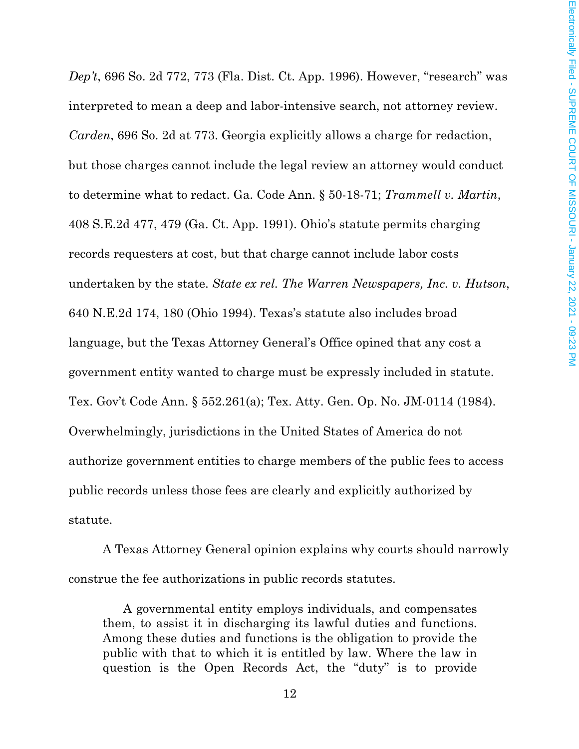*Dep't*, 696 So. 2d 772, 773 (Fla. Dist. Ct. App. 1996). However, "research" was interpreted to mean a deep and labor-intensive search, not attorney review. *Carden*, 696 So. 2d at 773. Georgia explicitly allows a charge for redaction, but those charges cannot include the legal review an attorney would conduct to determine what to redact. Ga. Code Ann. § 50-18-71; *Trammell v. Martin*, 408 S.E.2d 477, 479 (Ga. Ct. App. 1991). Ohio's statute permits charging records requesters at cost, but that charge cannot include labor costs undertaken by the state. *State ex rel. The Warren Newspapers, Inc. v. Hutson*, 640 N.E.2d 174, 180 (Ohio 1994). Texas's statute also includes broad language, but the Texas Attorney General's Office opined that any cost a government entity wanted to charge must be expressly included in statute. Tex. Gov't Code Ann. § 552.261(a); Tex. Atty. Gen. Op. No. JM-0114 (1984). Overwhelmingly, jurisdictions in the United States of America do not authorize government entities to charge members of the public fees to access public records unless those fees are clearly and explicitly authorized by statute.

A Texas Attorney General opinion explains why courts should narrowly construe the fee authorizations in public records statutes.

> A governmental entity employs individuals, and compensates them, to assist it in discharging its lawful duties and functions. Among these duties and functions is the obligation to provide the public with that to which it is entitled by law. Where the law in question is the Open Records Act, the "duty" is to provide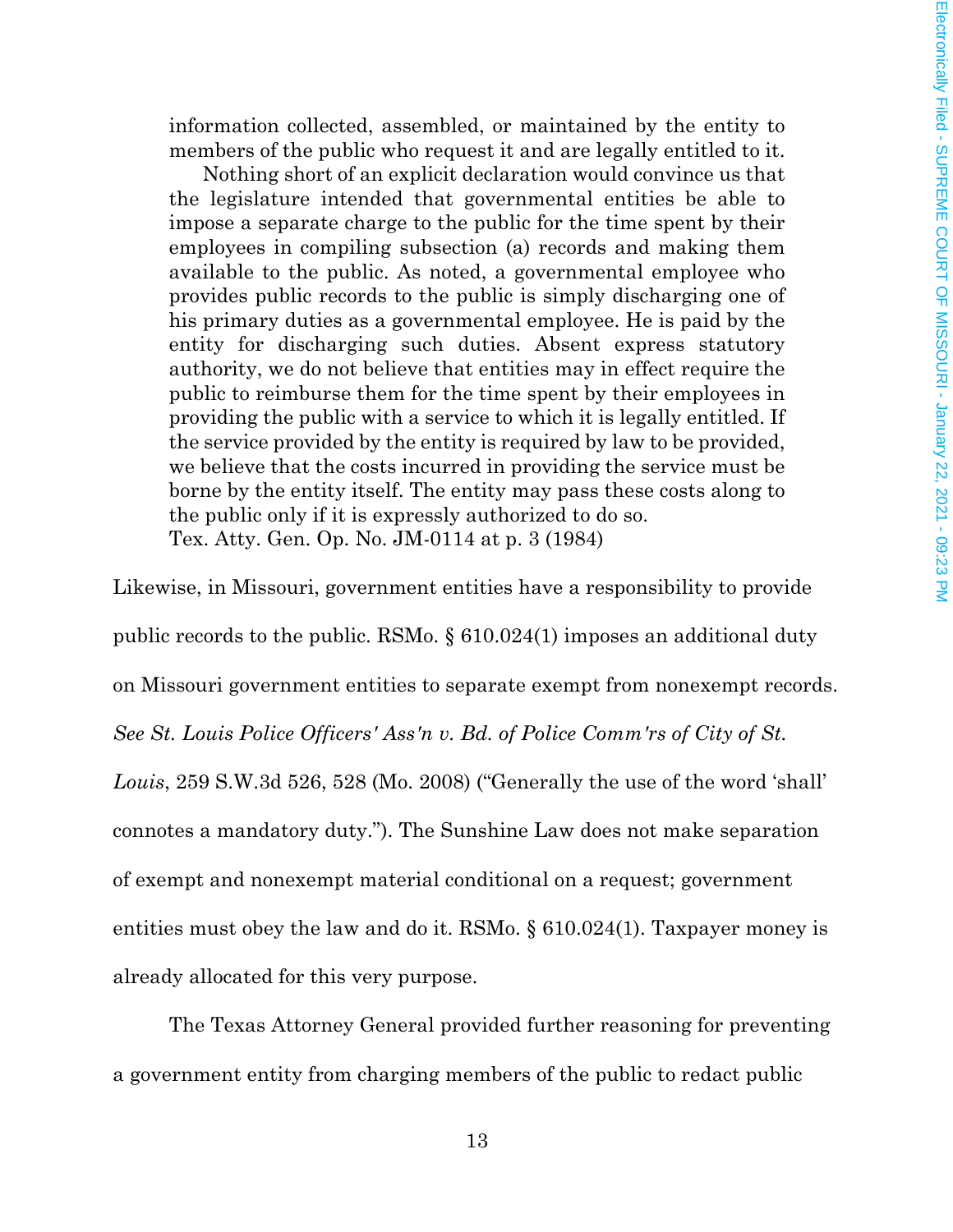> information collected, assembled, or maintained by the entity to members of the public who request it and are legally entitled to it.
>
> Nothing short of an explicit declaration would convince us that the legislature intended that governmental entities be able to impose a separate charge to the public for the time spent by their employees in compiling subsection (a) records and making them available to the public. As noted, a governmental employee who provides public records to the public is simply discharging one of his primary duties as a governmental employee. He is paid by the entity for discharging such duties. Absent express statutory authority, we do not believe that entities may in effect require the public to reimburse them for the time spent by their employees in providing the public with a service to which it is legally entitled. If the service provided by the entity is required by law to be provided, we believe that the costs incurred in providing the service must be borne by the entity itself. The entity may pass these costs along to the public only if it is expressly authorized to do so.
>
> Tex. Atty. Gen. Op. No. JM-0114 at p. 3 (1984)

Likewise, in Missouri, government entities have a responsibility to provide public records to the public. RSMo. § 610.024(1) imposes an additional duty on Missouri government entities to separate exempt from nonexempt records. *See St. Louis Police Officers' Ass'n v. Bd. of Police Comm'rs of City of St. Louis*, 259 S.W.3d 526, 528 (Mo. 2008) ("Generally the use of the word 'shall' connotes a mandatory duty."). The Sunshine Law does not make separation of exempt and nonexempt material conditional on a request; government entities must obey the law and do it. RSMo. § 610.024(1). Taxpayer money is already allocated for this very purpose.

The Texas Attorney General provided further reasoning for preventing a government entity from charging members of the public to redact public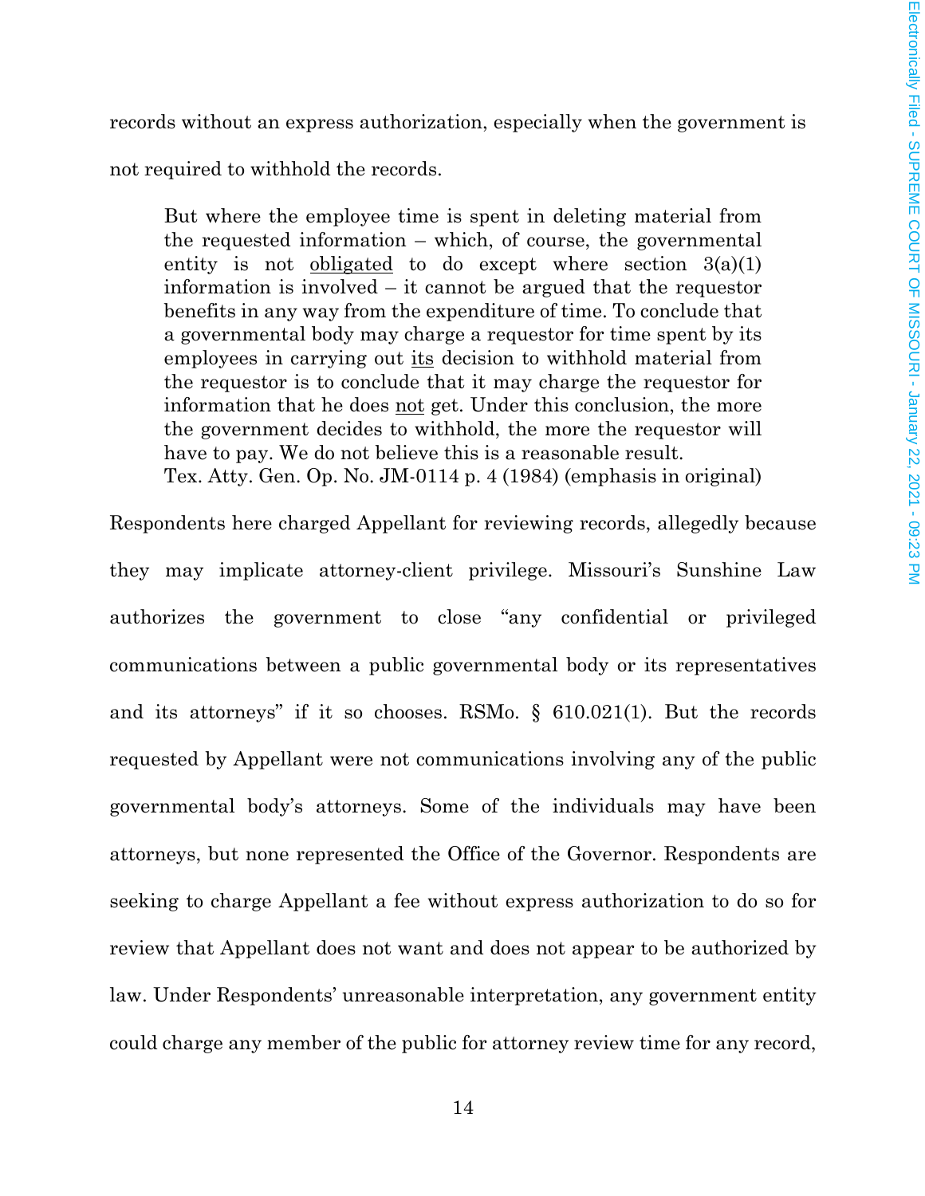records without an express authorization, especially when the government is not required to withhold the records.

> But where the employee time is spent in deleting material from the requested information – which, of course, the governmental entity is not <u>obligated</u> to do except where section 3(a)(1) information is involved – it cannot be argued that the requestor benefits in any way from the expenditure of time. To conclude that a governmental body may charge a requestor for time spent by its employees in carrying out <u>its</u> decision to withhold material from the requestor is to conclude that it may charge the requestor for information that he does <u>not</u> get. Under this conclusion, the more the government decides to withhold, the more the requestor will have to pay. We do not believe this is a reasonable result.
> Tex. Atty. Gen. Op. No. JM-0114 p. 4 (1984) (emphasis in original)

Respondents here charged Appellant for reviewing records, allegedly because they may implicate attorney-client privilege. Missouri's Sunshine Law authorizes the government to close "any confidential or privileged communications between a public governmental body or its representatives and its attorneys" if it so chooses. RSMo. § 610.021(1). But the records requested by Appellant were not communications involving any of the public governmental body's attorneys. Some of the individuals may have been attorneys, but none represented the Office of the Governor. Respondents are seeking to charge Appellant a fee without express authorization to do so for review that Appellant does not want and does not appear to be authorized by law. Under Respondents' unreasonable interpretation, any government entity could charge any member of the public for attorney review time for any record,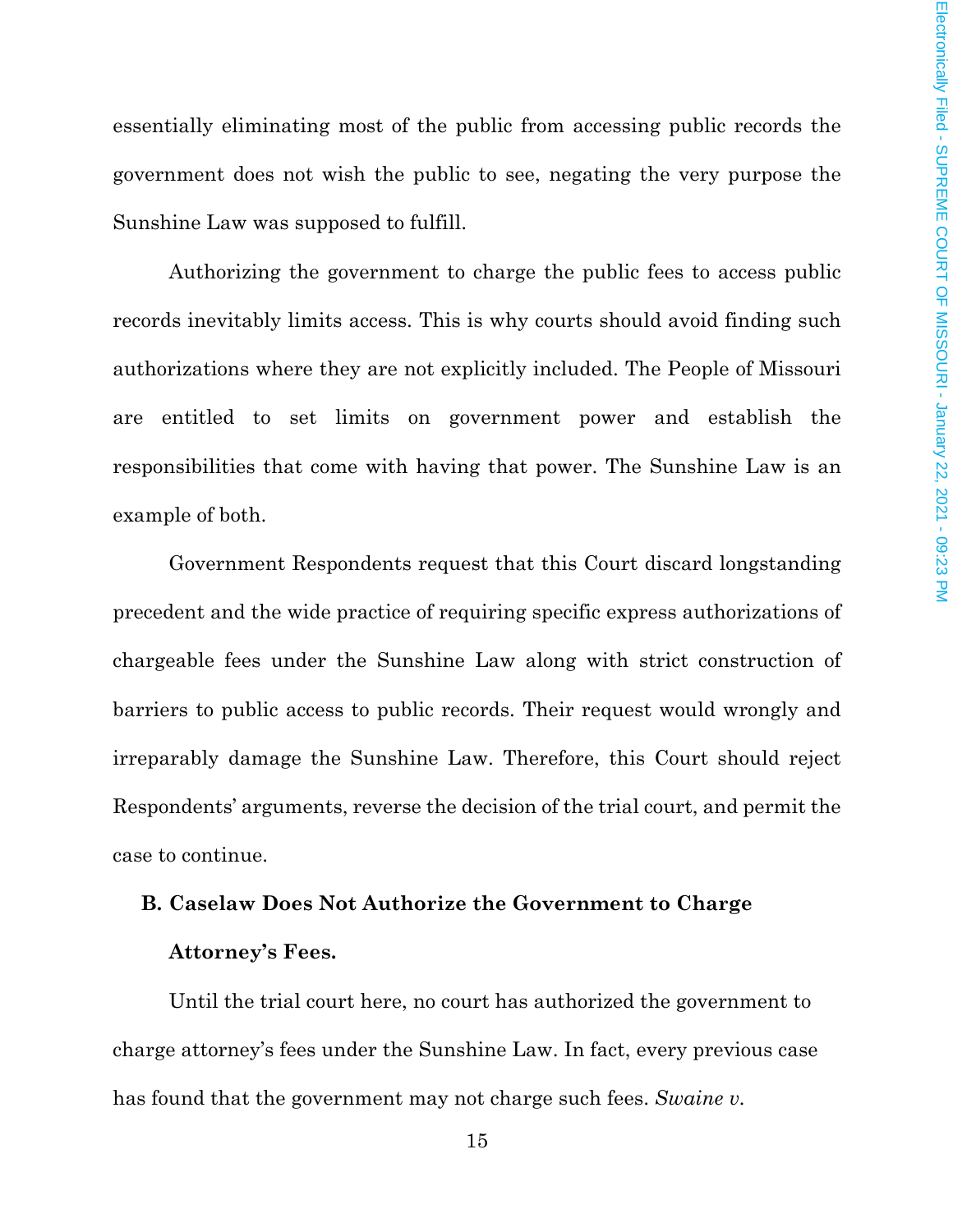essentially eliminating most of the public from accessing public records the government does not wish the public to see, negating the very purpose the Sunshine Law was supposed to fulfill.

Authorizing the government to charge the public fees to access public records inevitably limits access. This is why courts should avoid finding such authorizations where they are not explicitly included. The People of Missouri are entitled to set limits on government power and establish the responsibilities that come with having that power. The Sunshine Law is an example of both.

Government Respondents request that this Court discard longstanding precedent and the wide practice of requiring specific express authorizations of chargeable fees under the Sunshine Law along with strict construction of barriers to public access to public records. Their request would wrongly and irreparably damage the Sunshine Law. Therefore, this Court should reject Respondents' arguments, reverse the decision of the trial court, and permit the case to continue.

## B. Caselaw Does Not Authorize the Government to Charge Attorney's Fees.

Until the trial court here, no court has authorized the government to charge attorney's fees under the Sunshine Law. In fact, every previous case has found that the government may not charge such fees. *Swaine v.*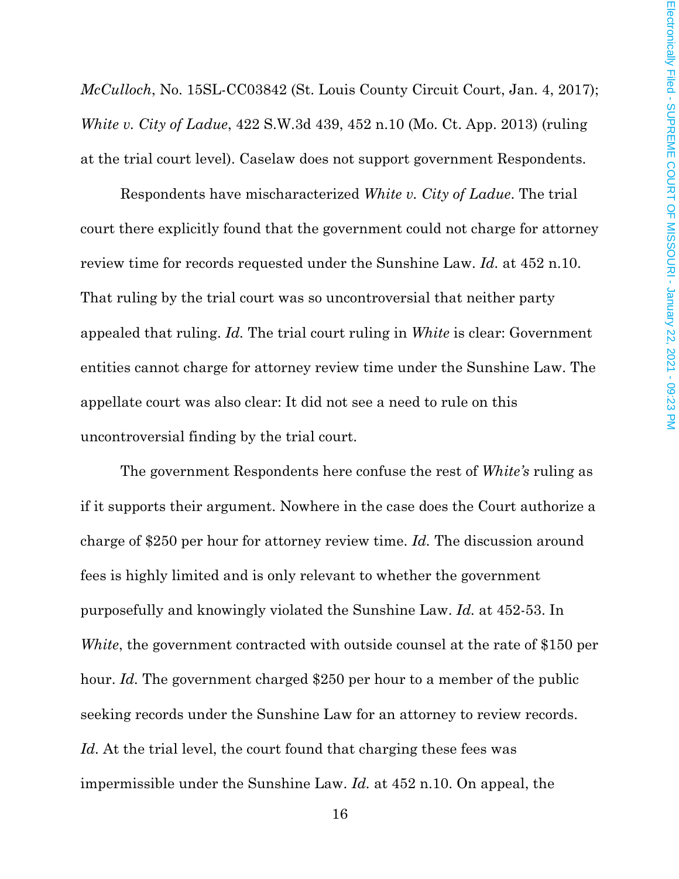*McCulloch*, No. 15SL-CC03842 (St. Louis County Circuit Court, Jan. 4, 2017); *White v. City of Ladue*, 422 S.W.3d 439, 452 n.10 (Mo. Ct. App. 2013) (ruling at the trial court level). Caselaw does not support government Respondents.

Respondents have mischaracterized *White v. City of Ladue*. The trial court there explicitly found that the government could not charge for attorney review time for records requested under the Sunshine Law. *Id.* at 452 n.10. That ruling by the trial court was so uncontroversial that neither party appealed that ruling. *Id.* The trial court ruling in *White* is clear: Government entities cannot charge for attorney review time under the Sunshine Law. The appellate court was also clear: It did not see a need to rule on this uncontroversial finding by the trial court.

The government Respondents here confuse the rest of *White's* ruling as if it supports their argument. Nowhere in the case does the Court authorize a charge of $250 per hour for attorney review time. *Id.* The discussion around fees is highly limited and is only relevant to whether the government purposefully and knowingly violated the Sunshine Law. *Id.* at 452-53. In *White*, the government contracted with outside counsel at the rate of $150 per hour. *Id.* The government charged $250 per hour to a member of the public seeking records under the Sunshine Law for an attorney to review records. *Id.* At the trial level, the court found that charging these fees was impermissible under the Sunshine Law. *Id.* at 452 n.10. On appeal, the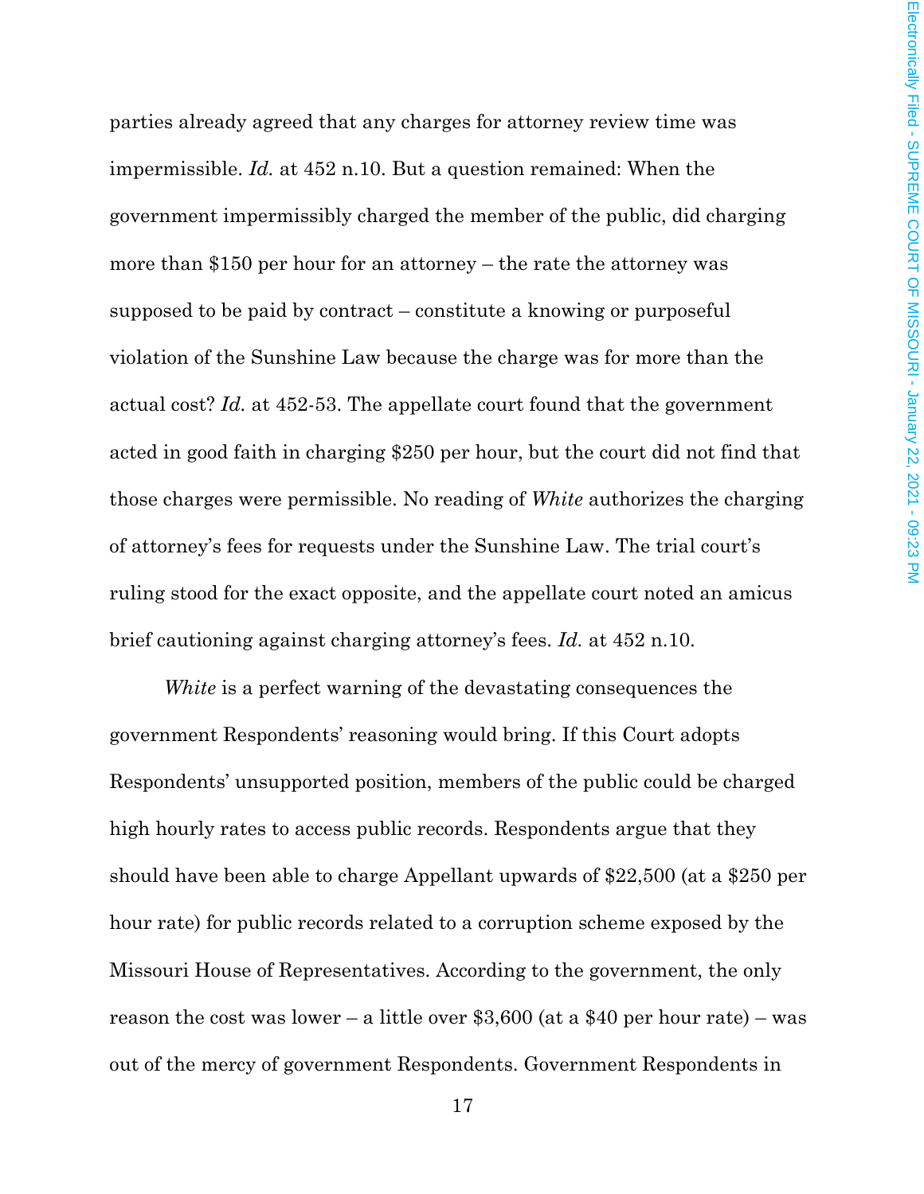parties already agreed that any charges for attorney review time was impermissible. *Id.* at 452 n.10. But a question remained: When the government impermissibly charged the member of the public, did charging more than $150 per hour for an attorney – the rate the attorney was supposed to be paid by contract – constitute a knowing or purposeful violation of the Sunshine Law because the charge was for more than the actual cost? *Id.* at 452-53. The appellate court found that the government acted in good faith in charging $250 per hour, but the court did not find that those charges were permissible. No reading of *White* authorizes the charging of attorney's fees for requests under the Sunshine Law. The trial court's ruling stood for the exact opposite, and the appellate court noted an amicus brief cautioning against charging attorney's fees. *Id.* at 452 n.10.

*White* is a perfect warning of the devastating consequences the government Respondents' reasoning would bring. If this Court adopts Respondents' unsupported position, members of the public could be charged high hourly rates to access public records. Respondents argue that they should have been able to charge Appellant upwards of $22,500 (at a $250 per hour rate) for public records related to a corruption scheme exposed by the Missouri House of Representatives. According to the government, the only reason the cost was lower – a little over $3,600 (at a $40 per hour rate) – was out of the mercy of government Respondents. Government Respondents in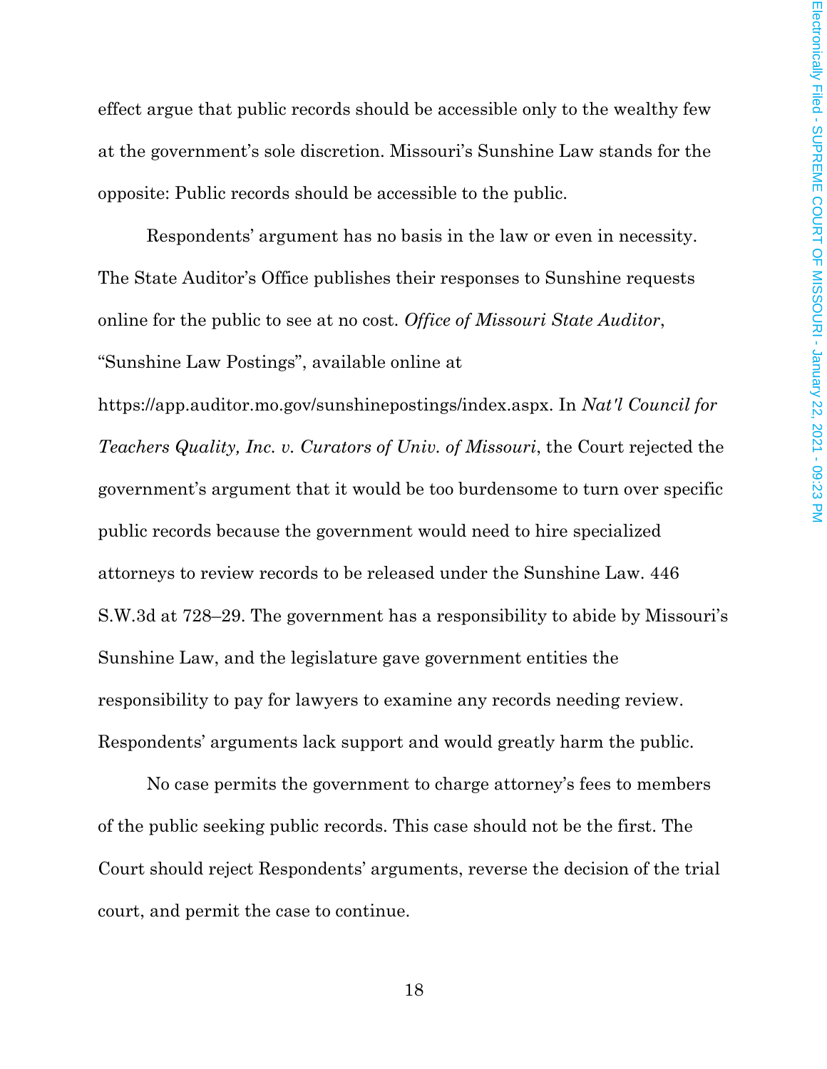effect argue that public records should be accessible only to the wealthy few at the government's sole discretion. Missouri's Sunshine Law stands for the opposite: Public records should be accessible to the public.

Respondents' argument has no basis in the law or even in necessity. The State Auditor's Office publishes their responses to Sunshine requests online for the public to see at no cost. *Office of Missouri State Auditor*, "Sunshine Law Postings", available online at https://app.auditor.mo.gov/sunshinepostings/index.aspx. In *Nat'l Council for Teachers Quality, Inc. v. Curators of Univ. of Missouri*, the Court rejected the government's argument that it would be too burdensome to turn over specific public records because the government would need to hire specialized attorneys to review records to be released under the Sunshine Law. 446 S.W.3d at 728–29. The government has a responsibility to abide by Missouri's Sunshine Law, and the legislature gave government entities the responsibility to pay for lawyers to examine any records needing review. Respondents' arguments lack support and would greatly harm the public.

No case permits the government to charge attorney's fees to members of the public seeking public records. This case should not be the first. The Court should reject Respondents' arguments, reverse the decision of the trial court, and permit the case to continue.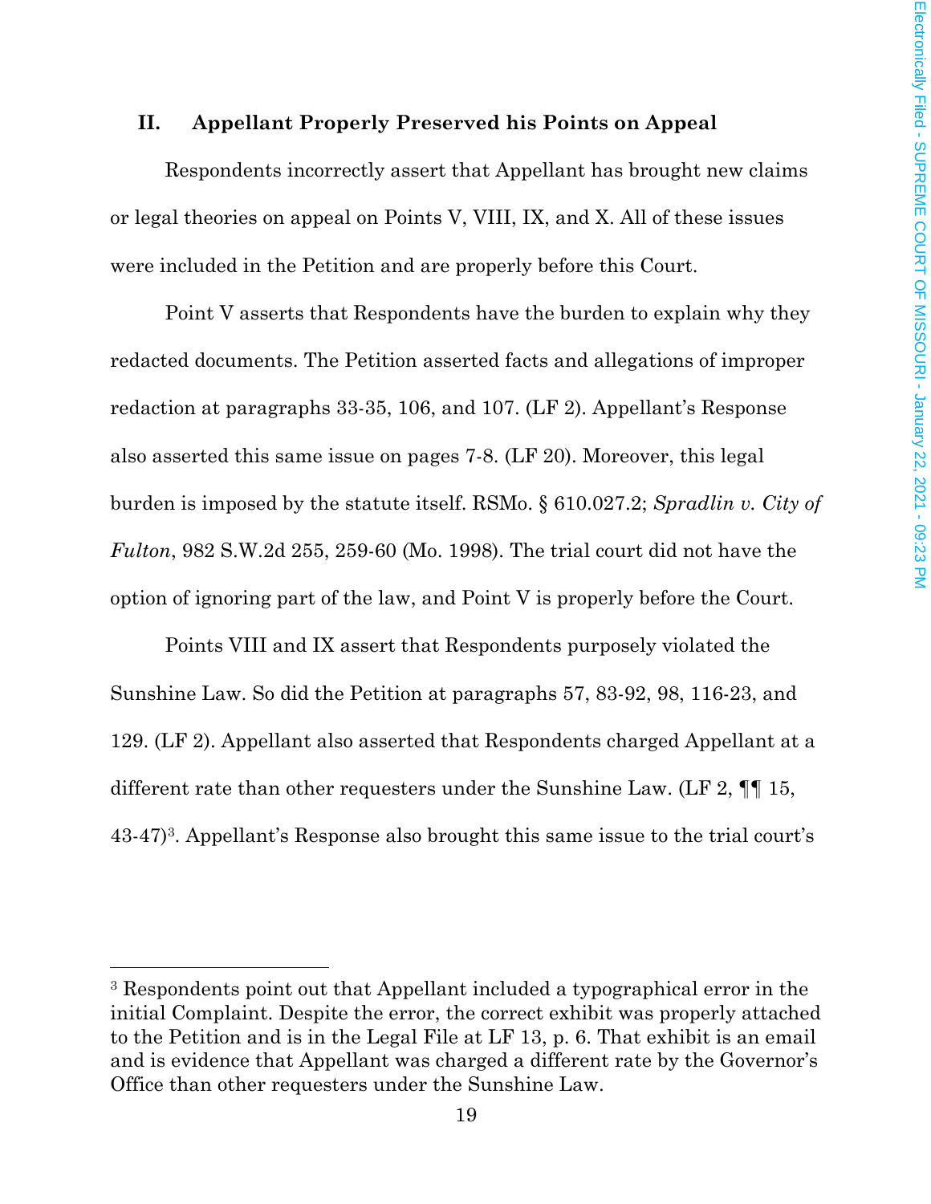## II. Appellant Properly Preserved his Points on Appeal

Respondents incorrectly assert that Appellant has brought new claims or legal theories on appeal on Points V, VIII, IX, and X. All of these issues were included in the Petition and are properly before this Court.

Point V asserts that Respondents have the burden to explain why they redacted documents. The Petition asserted facts and allegations of improper redaction at paragraphs 33-35, 106, and 107. (LF 2). Appellant's Response also asserted this same issue on pages 7-8. (LF 20). Moreover, this legal burden is imposed by the statute itself. RSMo. § 610.027.2; *Spradlin v. City of Fulton*, 982 S.W.2d 255, 259-60 (Mo. 1998). The trial court did not have the option of ignoring part of the law, and Point V is properly before the Court.

Points VIII and IX assert that Respondents purposely violated the Sunshine Law. So did the Petition at paragraphs 57, 83-92, 98, 116-23, and 129. (LF 2). Appellant also asserted that Respondents charged Appellant at a different rate than other requesters under the Sunshine Law. (LF 2, ¶¶ 15, 43-47)[3]. Appellant's Response also brought this same issue to the trial court's

---

[3] Respondents point out that Appellant included a typographical error in the initial Complaint. Despite the error, the correct exhibit was properly attached to the Petition and is in the Legal File at LF 13, p. 6. That exhibit is an email and is evidence that Appellant was charged a different rate by the Governor's Office than other requesters under the Sunshine Law.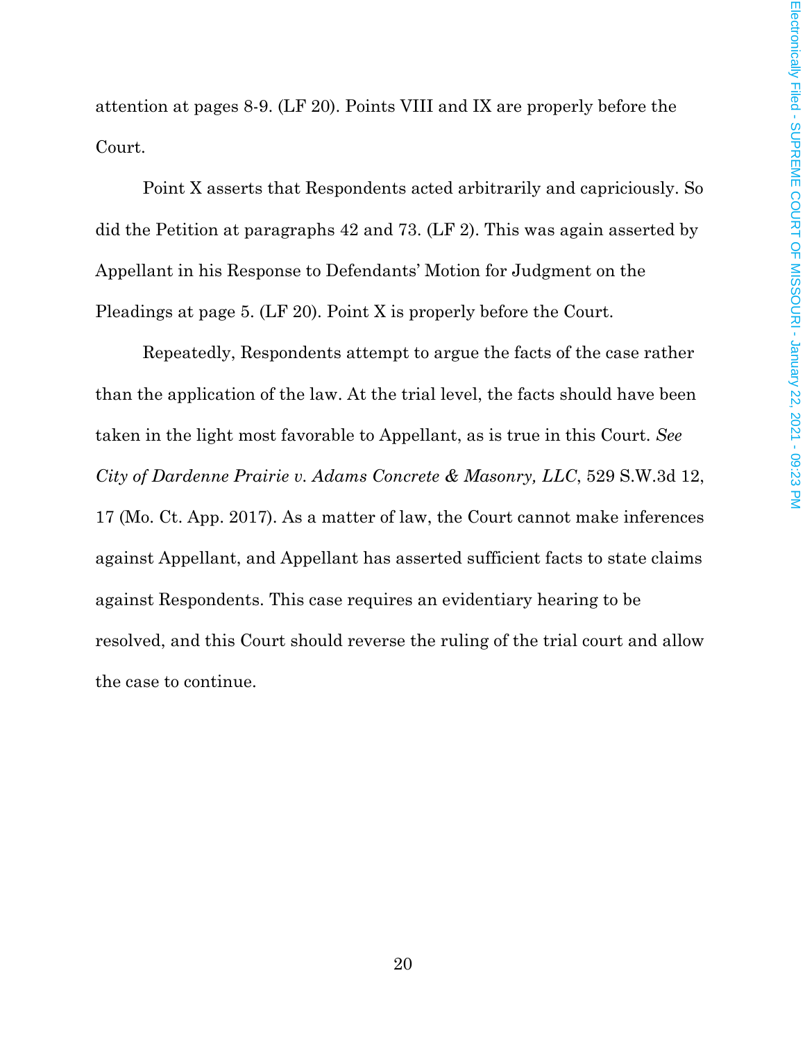attention at pages 8-9. (LF 20). Points VIII and IX are properly before the Court.

Point X asserts that Respondents acted arbitrarily and capriciously. So did the Petition at paragraphs 42 and 73. (LF 2). This was again asserted by Appellant in his Response to Defendants' Motion for Judgment on the Pleadings at page 5. (LF 20). Point X is properly before the Court.

Repeatedly, Respondents attempt to argue the facts of the case rather than the application of the law. At the trial level, the facts should have been taken in the light most favorable to Appellant, as is true in this Court. *See City of Dardenne Prairie v. Adams Concrete & Masonry, LLC*, 529 S.W.3d 12, 17 (Mo. Ct. App. 2017). As a matter of law, the Court cannot make inferences against Appellant, and Appellant has asserted sufficient facts to state claims against Respondents. This case requires an evidentiary hearing to be resolved, and this Court should reverse the ruling of the trial court and allow the case to continue.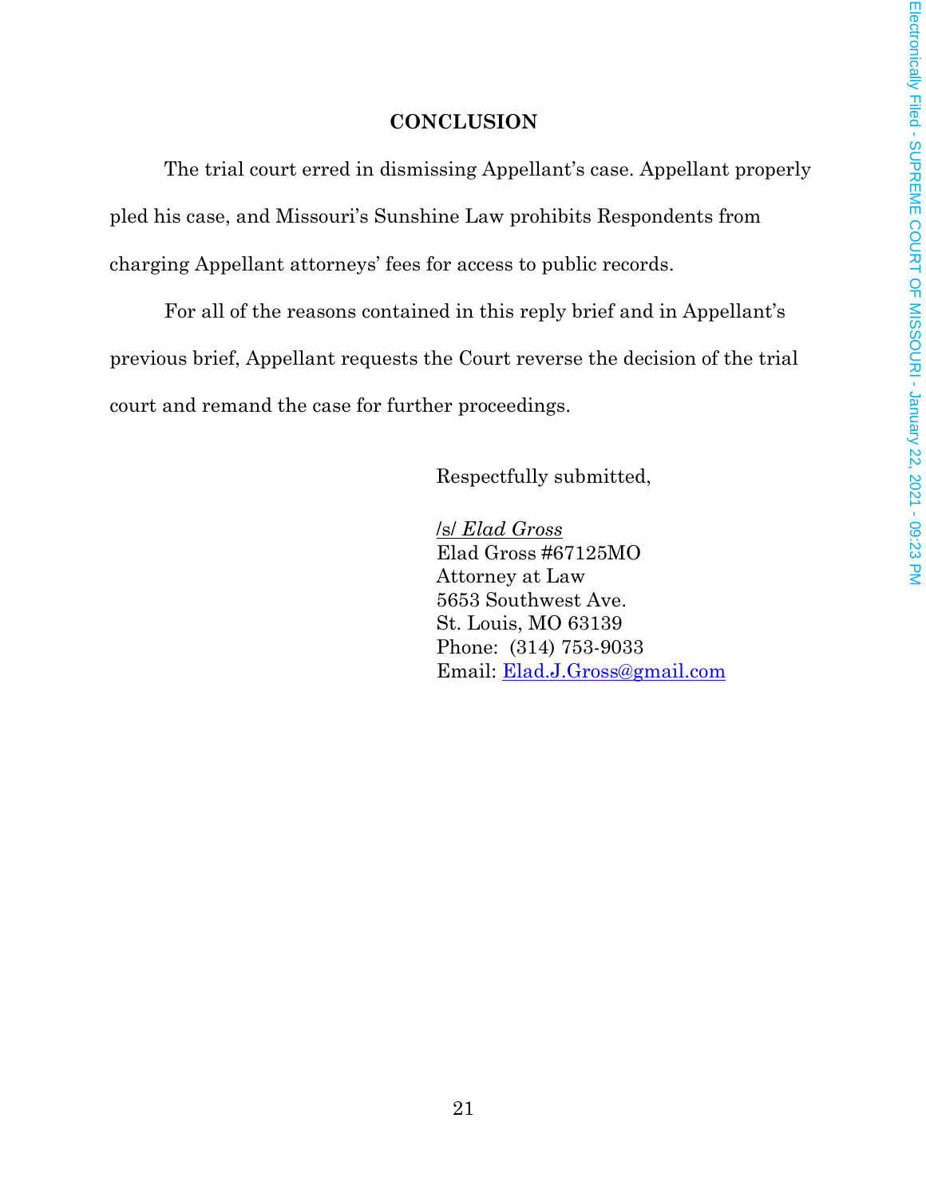## CONCLUSION

The trial court erred in dismissing Appellant's case. Appellant properly pled his case, and Missouri's Sunshine Law prohibits Respondents from charging Appellant attorneys' fees for access to public records.

For all of the reasons contained in this reply brief and in Appellant's previous brief, Appellant requests the Court reverse the decision of the trial court and remand the case for further proceedings.

Respectfully submitted,

/s/ *Elad Gross*
Elad Gross #67125MO
Attorney at Law
5653 Southwest Ave.
St. Louis, MO 63139
Phone: (314) 753-9033
Email: Elad.J.Gross@gmail.com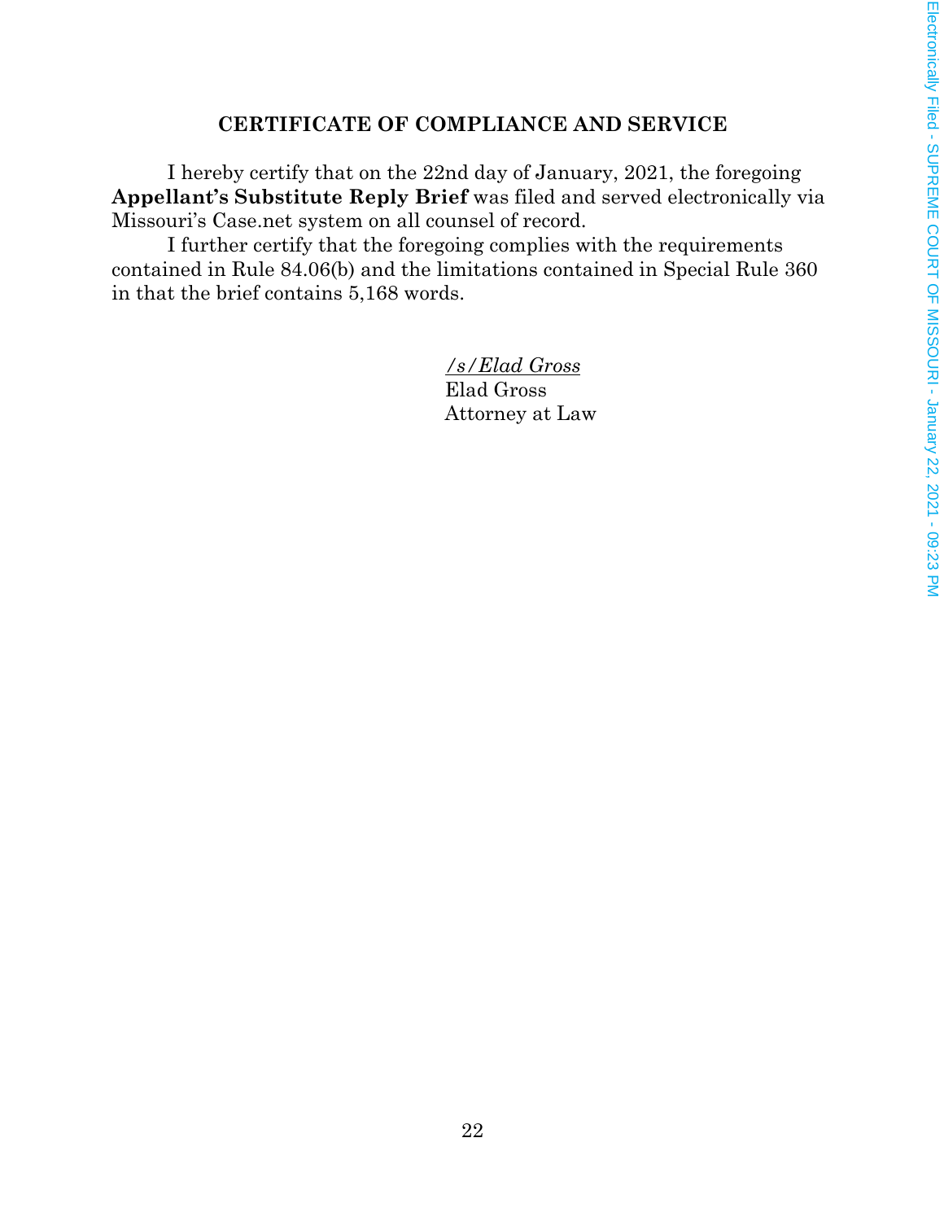**CERTIFICATE OF COMPLIANCE AND SERVICE**

I hereby certify that on the 22nd day of January, 2021, the foregoing **Appellant's Substitute Reply Brief** was filed and served electronically via Missouri's Case.net system on all counsel of record.

I further certify that the foregoing complies with the requirements contained in Rule 84.06(b) and the limitations contained in Special Rule 360 in that the brief contains 5,168 words.

*/s/Elad Gross*
Elad Gross
Attorney at Law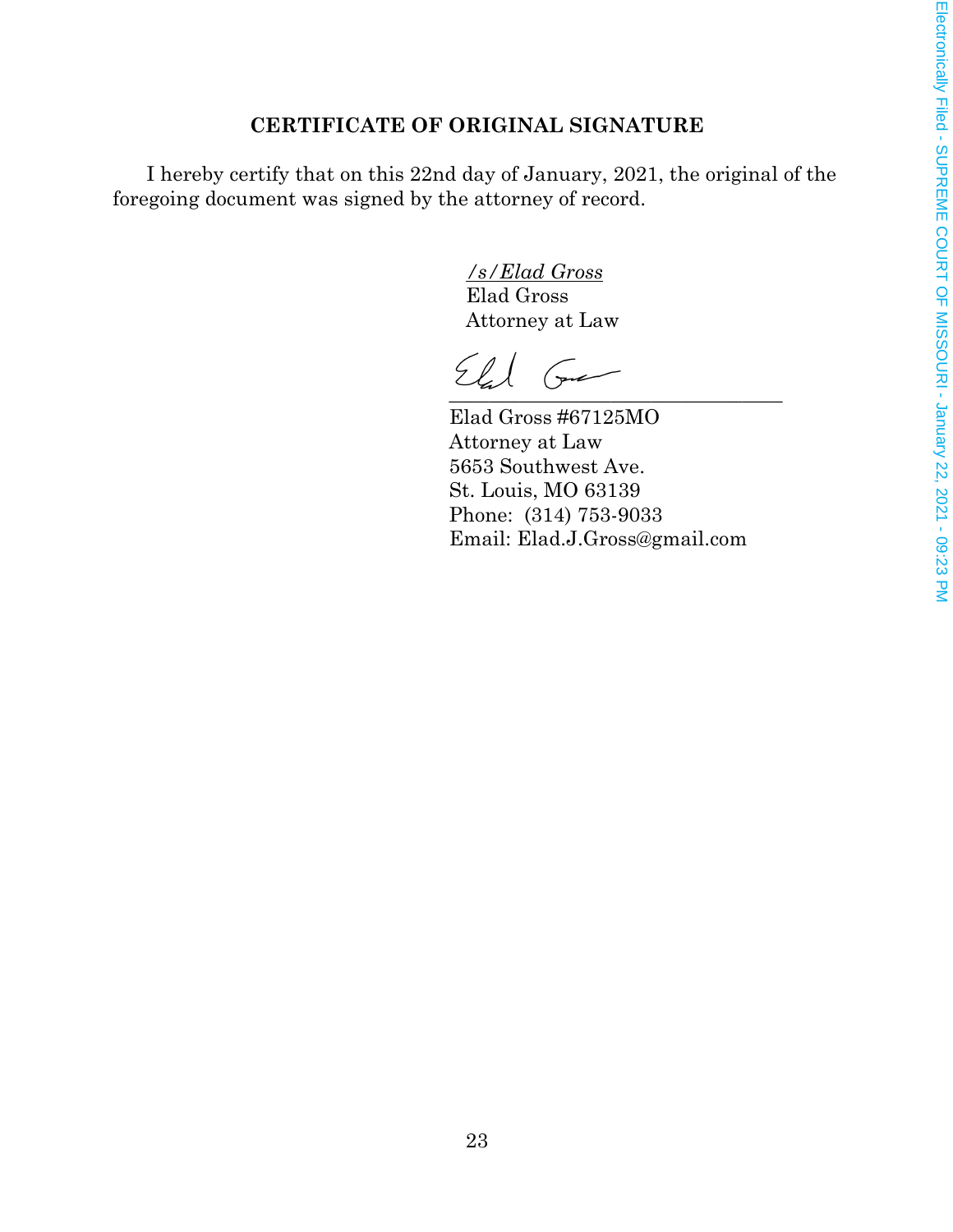## CERTIFICATE OF ORIGINAL SIGNATURE

I hereby certify that on this 22nd day of January, 2021, the original of the foregoing document was signed by the attorney of record.

*/s/Elad Gross*
Elad Gross
Attorney at Law

\_\_\_\_\_\_\_\_\_\_\_\_\_\_\_\_\_\_\_\_\_\_\_\_\_\_\_\_\_\_\_\_

Elad Gross #67125MO
Attorney at Law
5653 Southwest Ave.
St. Louis, MO 63139
Phone: (314) 753-9033
Email: Elad.J.Gross@gmail.com